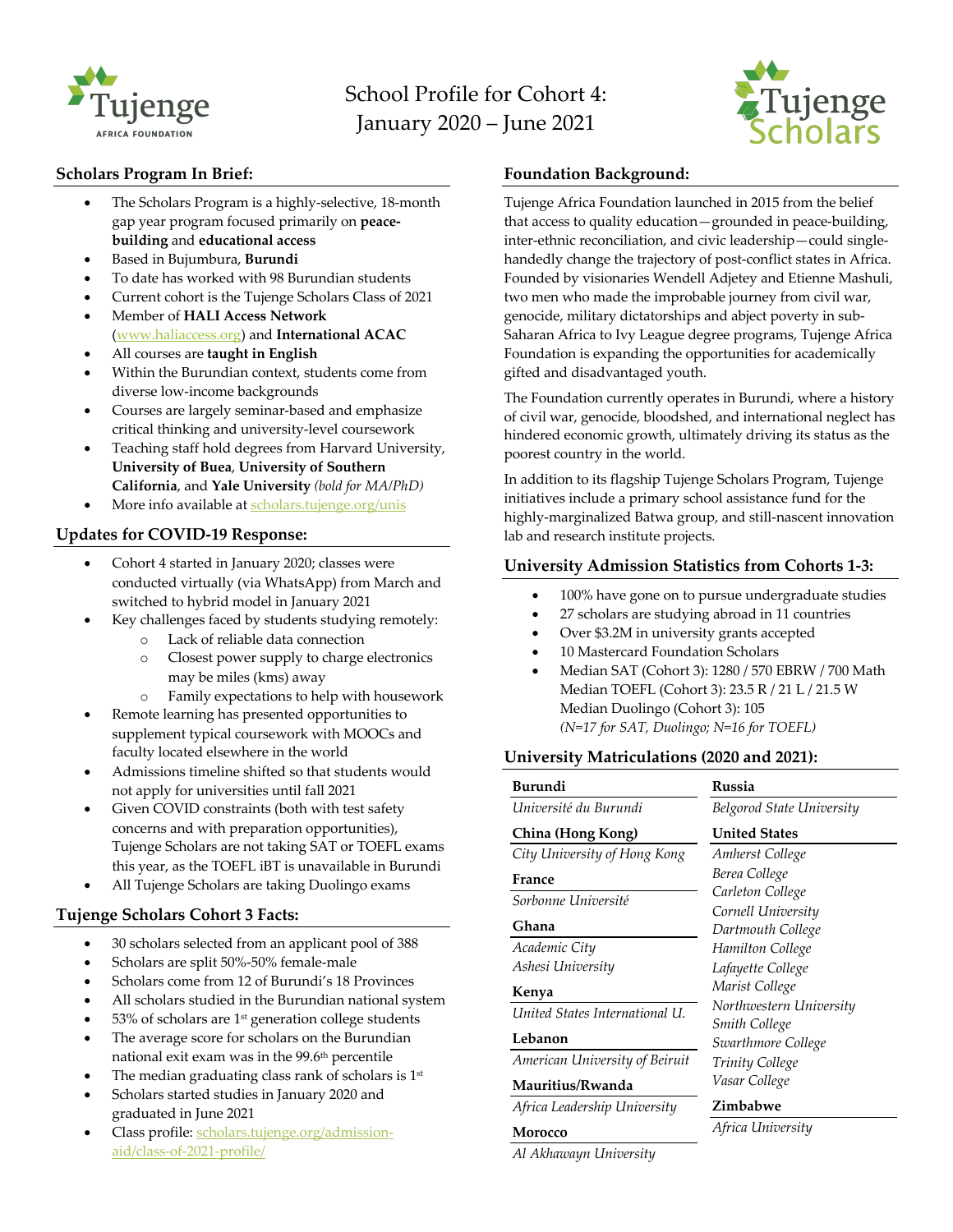# School Profile for Cohort 4: January 2020 – June 2021

## Scholars Program In Brief:

- The Scholars Program is a highly-selective, 18-month gap year program focused primarily on **peace-building** and **educational access**
- Based in Bujumbura, **Burundi**
- To date has worked with 98 Burundian students
- Current cohort is the Tujenge Scholars Class of 2021
- Member of **HALI Access Network** (www.haliaccess.org) and **International ACAC**
- All courses are **taught in English**
- Within the Burundian context, students come from diverse low-income backgrounds
- Courses are largely seminar-based and emphasize critical thinking and university-level coursework
- Teaching staff hold degrees from Harvard University, **University of Buea**, **University of Southern California**, and **Yale University** *(bold for MA/PhD)*
- More info available at scholars.tujenge.org/unis

## Updates for COVID-19 Response:

- Cohort 4 started in January 2020; classes were conducted virtually (via WhatsApp) from March and switched to hybrid model in January 2021
- Key challenges faced by students studying remotely:
  - Lack of reliable data connection
  - Closest power supply to charge electronics may be miles (kms) away
  - Family expectations to help with housework
- Remote learning has presented opportunities to supplement typical coursework with MOOCs and faculty located elsewhere in the world
- Admissions timeline shifted so that students would not apply for universities until fall 2021
- Given COVID constraints (both with test safety concerns and with preparation opportunities), Tujenge Scholars are not taking SAT or TOEFL exams this year, as the TOEFL iBT is unavailable in Burundi
- All Tujenge Scholars are taking Duolingo exams

## Tujenge Scholars Cohort 3 Facts:

- 30 scholars selected from an applicant pool of 388
- Scholars are split 50%-50% female-male
- Scholars come from 12 of Burundi's 18 Provinces
- All scholars studied in the Burundian national system
- 53% of scholars are 1st generation college students
- The average score for scholars on the Burundian national exit exam was in the 99.6th percentile
- The median graduating class rank of scholars is 1st
- Scholars started studies in January 2020 and graduated in June 2021
- Class profile: scholars.tujenge.org/admission-aid/class-of-2021-profile/

## Foundation Background:

Tujenge Africa Foundation launched in 2015 from the belief that access to quality education—grounded in peace-building, inter-ethnic reconciliation, and civic leadership—could single-handedly change the trajectory of post-conflict states in Africa. Founded by visionaries Wendell Adjetey and Etienne Mashuli, two men who made the improbable journey from civil war, genocide, military dictatorships and abject poverty in sub-Saharan Africa to Ivy League degree programs, Tujenge Africa Foundation is expanding the opportunities for academically gifted and disadvantaged youth.

The Foundation currently operates in Burundi, where a history of civil war, genocide, bloodshed, and international neglect has hindered economic growth, ultimately driving its status as the poorest country in the world.

In addition to its flagship Tujenge Scholars Program, Tujenge initiatives include a primary school assistance fund for the highly-marginalized Batwa group, and still-nascent innovation lab and research institute projects.

## University Admission Statistics from Cohorts 1-3:

- 100% have gone on to pursue undergraduate studies
- 27 scholars are studying abroad in 11 countries
- Over $3.2M in university grants accepted
- 10 Mastercard Foundation Scholars
- Median SAT (Cohort 3): 1280 / 570 EBRW / 700 Math
  Median TOEFL (Cohort 3): 23.5 R / 21 L / 21.5 W
  Median Duolingo (Cohort 3): 105
  *(N=17 for SAT, Duolingo; N=16 for TOEFL)*

## University Matriculations (2020 and 2021):

**Burundi**
*Université du Burundi*

**China (Hong Kong)**
*City University of Hong Kong*

**France**
*Sorbonne Université*

**Ghana**
*Academic City*
*Ashesi University*

**Kenya**
*United States International U.*

**Lebanon**
*American University of Beirut*

**Mauritius/Rwanda**
*Africa Leadership University*

**Morocco**
*Al Akhawayn University*

**Russia**
*Belgorod State University*

**United States**
*Amherst College*
*Berea College*
*Carleton College*
*Cornell University*
*Dartmouth College*
*Hamilton College*
*Lafayette College*
*Marist College*
*Northwestern University*
*Smith College*
*Swarthmore College*
*Trinity College*
*Vasar College*

**Zimbabwe**
*Africa University*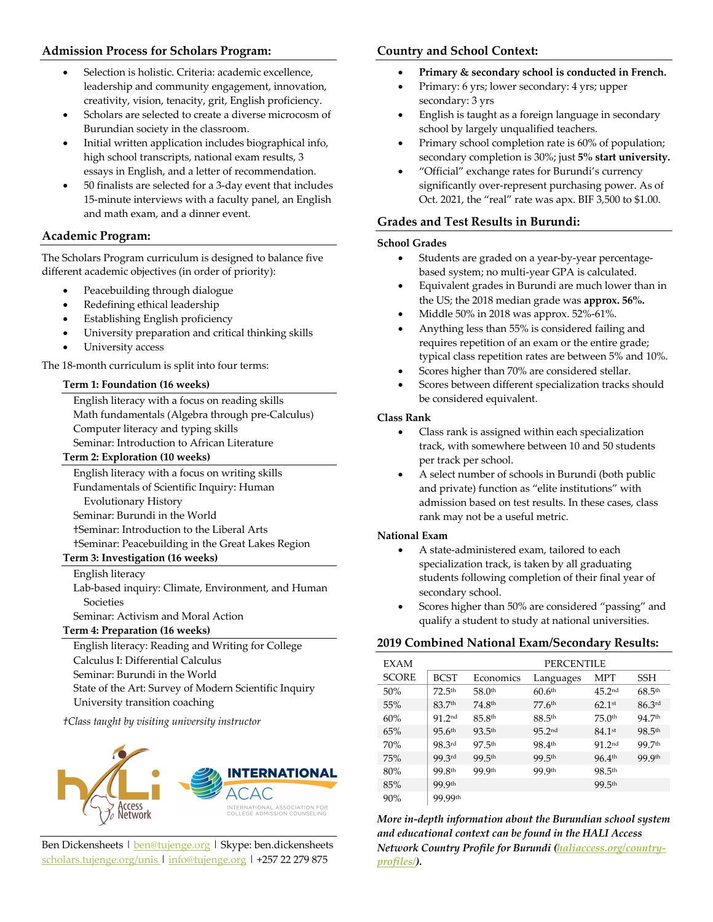## Admission Process for Scholars Program:

- Selection is holistic. Criteria: academic excellence, leadership and community engagement, innovation, creativity, vision, tenacity, grit, English proficiency.
- Scholars are selected to create a diverse microcosm of Burundian society in the classroom.
- Initial written application includes biographical info, high school transcripts, national exam results, 3 essays in English, and a letter of recommendation.
- 50 finalists are selected for a 3-day event that includes 15-minute interviews with a faculty panel, an English and math exam, and a dinner event.

## Academic Program:

The Scholars Program curriculum is designed to balance five different academic objectives (in order of priority):

- Peacebuilding through dialogue
- Redefining ethical leadership
- Establishing English proficiency
- University preparation and critical thinking skills
- University access

The 18-month curriculum is split into four terms:

**Term 1: Foundation (16 weeks)**

English literacy with a focus on reading skills
Math fundamentals (Algebra through pre-Calculus)
Computer literacy and typing skills
Seminar: Introduction to African Literature

**Term 2: Exploration (10 weeks)**

English literacy with a focus on writing skills
Fundamentals of Scientific Inquiry: Human Evolutionary History
Seminar: Burundi in the World
†Seminar: Introduction to the Liberal Arts
†Seminar: Peacebuilding in the Great Lakes Region

**Term 3: Investigation (16 weeks)**

English literacy
Lab-based inquiry: Climate, Environment, and Human Societies
Seminar: Activism and Moral Action

**Term 4: Preparation (16 weeks)**

English literacy: Reading and Writing for College
Calculus I: Differential Calculus
Seminar: Burundi in the World
State of the Art: Survey of Modern Scientific Inquiry
University transition coaching

*†Class taught by visiting university instructor*

HALI Access Network | INTERNATIONAL ACAC — INTERNATIONAL ASSOCIATION FOR COLLEGE ADMISSION COUNSELING

Ben Dickensheets | ben@tujenge.org | Skype: ben.dickensheets
scholars.tujenge.org/unis | info@tujenge.org | +257 22 279 875

## Country and School Context:

- **Primary & secondary school is conducted in French.**
- Primary: 6 yrs; lower secondary: 4 yrs; upper secondary: 3 yrs
- English is taught as a foreign language in secondary school by largely unqualified teachers.
- Primary school completion rate is 60% of population; secondary completion is 30%; just **5% start university.**
- "Official" exchange rates for Burundi's currency significantly over-represent purchasing power. As of Oct. 2021, the "real" rate was apx. BIF 3,500 to $1.00.

## Grades and Test Results in Burundi:

**School Grades**

- Students are graded on a year-by-year percentage-based system; no multi-year GPA is calculated.
- Equivalent grades in Burundi are much lower than in the US; the 2018 median grade was **approx. 56%.**
- Middle 50% in 2018 was approx. 52%-61%.
- Anything less than 55% is considered failing and requires repetition of an exam or the entire grade; typical class repetition rates are between 5% and 10%.
- Scores higher than 70% are considered stellar.
- Scores between different specialization tracks should be considered equivalent.

**Class Rank**

- Class rank is assigned within each specialization track, with somewhere between 10 and 50 students per track per school.
- A select number of schools in Burundi (both public and private) function as "elite institutions" with admission based on test results. In these cases, class rank may not be a useful metric.

**National Exam**

- A state-administered exam, tailored to each specialization track, is taken by all graduating students following completion of their final year of secondary school.
- Scores higher than 50% are considered "passing" and qualify a student to study at national universities.

## 2019 Combined National Exam/Secondary Results:

| EXAM | PERCENTILE | | | | |
|---|---|---|---|---|---|
| SCORE | BCST | Economics | Languages | MPT | SSH |
| 50% | 72.5th | 58.0th | 60.6th | 45.2nd | 68.5th |
| 55% | 83.7th | 74.8th | 77.6th | 62.1st | 86.3rd |
| 60% | 91.2nd | 85.8th | 88.5th | 75.0th | 94.7th |
| 65% | 95.6th | 93.5th | 95.2nd | 84.1st | 98.5th |
| 70% | 98.3rd | 97.5th | 98.4th | 91.2nd | 99.7th |
| 75% | 99.3rd | 99.5th | 99.5th | 96.4th | 99.9th |
| 80% | 99.8th | 99.9th | 99.9th | 98.5th | |
| 85% | 99.9th | | | 99.5th | |
| 90% | 99.99th | | | | |

***More in-depth information about the Burundian school system and educational context can be found in the HALI Access Network Country Profile for Burundi (haliaccess.org/country-profiles/).***